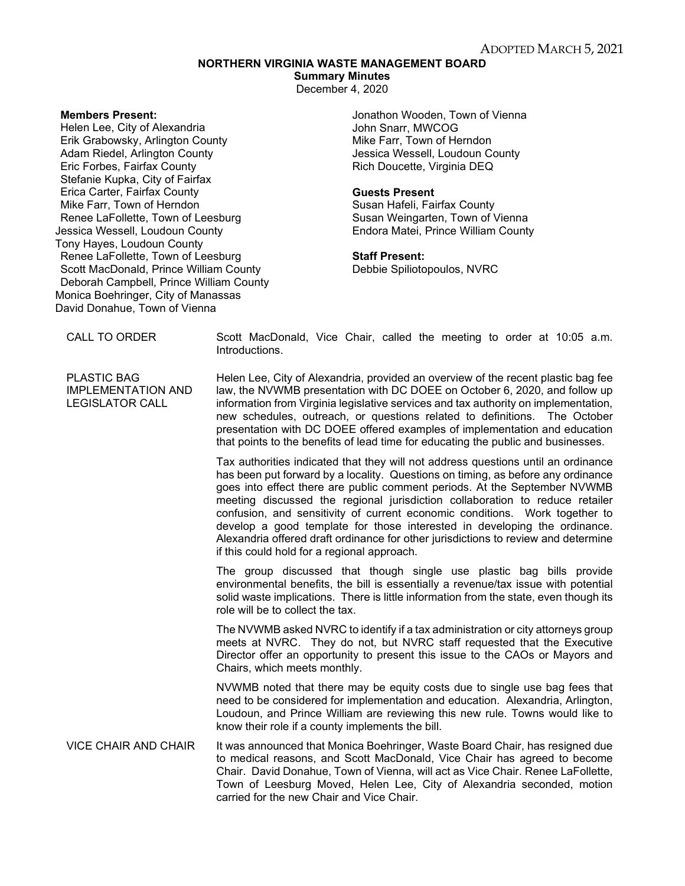ADOPTED MARCH 5, 2021

**NORTHERN VIRGINIA WASTE MANAGEMENT BOARD**
**Summary Minutes**
December 4, 2020

**Members Present:**
Helen Lee, City of Alexandria
Erik Grabowsky, Arlington County
Adam Riedel, Arlington County
Eric Forbes, Fairfax County
Stefanie Kupka, City of Fairfax
Erica Carter, Fairfax County
Mike Farr, Town of Herndon
Renee LaFollette, Town of Leesburg
Jessica Wessell, Loudoun County
Tony Hayes, Loudoun County
Renee LaFollette, Town of Leesburg
Scott MacDonald, Prince William County
Deborah Campbell, Prince William County
Monica Boehringer, City of Manassas
David Donahue, Town of Vienna
Jonathon Wooden, Town of Vienna
John Snarr, MWCOG
Mike Farr, Town of Herndon
Jessica Wessell, Loudoun County
Rich Doucette, Virginia DEQ

**Guests Present**
Susan Hafeli, Fairfax County
Susan Weingarten, Town of Vienna
Endora Matei, Prince William County

**Staff Present:**
Debbie Spiliotopoulos, NVRC

CALL TO ORDER

Scott MacDonald, Vice Chair, called the meeting to order at 10:05 a.m. Introductions.

PLASTIC BAG IMPLEMENTATION AND LEGISLATOR CALL

Helen Lee, City of Alexandria, provided an overview of the recent plastic bag fee law, the NVWMB presentation with DC DOEE on October 6, 2020, and follow up information from Virginia legislative services and tax authority on implementation, new schedules, outreach, or questions related to definitions. The October presentation with DC DOEE offered examples of implementation and education that points to the benefits of lead time for educating the public and businesses.

Tax authorities indicated that they will not address questions until an ordinance has been put forward by a locality. Questions on timing, as before any ordinance goes into effect there are public comment periods. At the September NVWMB meeting discussed the regional jurisdiction collaboration to reduce retailer confusion, and sensitivity of current economic conditions. Work together to develop a good template for those interested in developing the ordinance. Alexandria offered draft ordinance for other jurisdictions to review and determine if this could hold for a regional approach.

The group discussed that though single use plastic bag bills provide environmental benefits, the bill is essentially a revenue/tax issue with potential solid waste implications. There is little information from the state, even though its role will be to collect the tax.

The NVWMB asked NVRC to identify if a tax administration or city attorneys group meets at NVRC. They do not, but NVRC staff requested that the Executive Director offer an opportunity to present this issue to the CAOs or Mayors and Chairs, which meets monthly.

NVWMB noted that there may be equity costs due to single use bag fees that need to be considered for implementation and education. Alexandria, Arlington, Loudoun, and Prince William are reviewing this new rule. Towns would like to know their role if a county implements the bill.

VICE CHAIR AND CHAIR

It was announced that Monica Boehringer, Waste Board Chair, has resigned due to medical reasons, and Scott MacDonald, Vice Chair has agreed to become Chair. David Donahue, Town of Vienna, will act as Vice Chair. Renee LaFollette, Town of Leesburg Moved, Helen Lee, City of Alexandria seconded, motion carried for the new Chair and Vice Chair.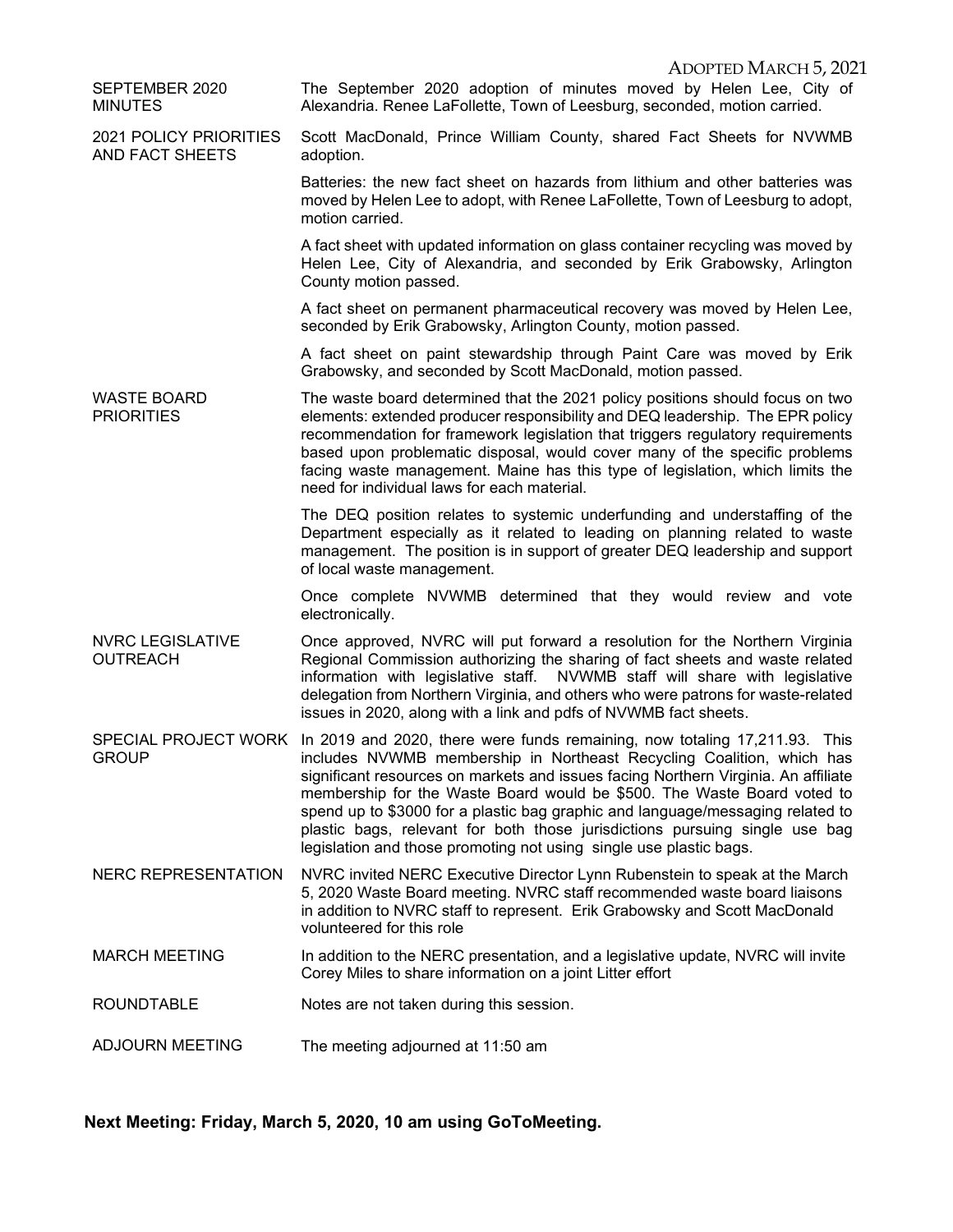ADOPTED MARCH 5, 2021

| | |
|---|---|
| SEPTEMBER 2020 MINUTES | The September 2020 adoption of minutes moved by Helen Lee, City of Alexandria. Renee LaFollette, Town of Leesburg, seconded, motion carried. |
| 2021 POLICY PRIORITIES AND FACT SHEETS | Scott MacDonald, Prince William County, shared Fact Sheets for NVWMB adoption.<br><br>Batteries: the new fact sheet on hazards from lithium and other batteries was moved by Helen Lee to adopt, with Renee LaFollette, Town of Leesburg to adopt, motion carried.<br><br>A fact sheet with updated information on glass container recycling was moved by Helen Lee, City of Alexandria, and seconded by Erik Grabowsky, Arlington County motion passed.<br><br>A fact sheet on permanent pharmaceutical recovery was moved by Helen Lee, seconded by Erik Grabowsky, Arlington County, motion passed.<br><br>A fact sheet on paint stewardship through Paint Care was moved by Erik Grabowsky, and seconded by Scott MacDonald, motion passed. |
| WASTE BOARD PRIORITIES | The waste board determined that the 2021 policy positions should focus on two elements: extended producer responsibility and DEQ leadership. The EPR policy recommendation for framework legislation that triggers regulatory requirements based upon problematic disposal, would cover many of the specific problems facing waste management. Maine has this type of legislation, which limits the need for individual laws for each material.<br><br>The DEQ position relates to systemic underfunding and understaffing of the Department especially as it related to leading on planning related to waste management. The position is in support of greater DEQ leadership and support of local waste management.<br><br>Once complete NVWMB determined that they would review and vote electronically. |
| NVRC LEGISLATIVE OUTREACH | Once approved, NVRC will put forward a resolution for the Northern Virginia Regional Commission authorizing the sharing of fact sheets and waste related information with legislative staff. NVWMB staff will share with legislative delegation from Northern Virginia, and others who were patrons for waste-related issues in 2020, along with a link and pdfs of NVWMB fact sheets. |
| SPECIAL PROJECT WORK GROUP | In 2019 and 2020, there were funds remaining, now totaling 17,211.93. This includes NVWMB membership in Northeast Recycling Coalition, which has significant resources on markets and issues facing Northern Virginia. An affiliate membership for the Waste Board would be $500. The Waste Board voted to spend up to $3000 for a plastic bag graphic and language/messaging related to plastic bags, relevant for both those jurisdictions pursuing single use bag legislation and those promoting not using single use plastic bags. |
| NERC REPRESENTATION | NVRC invited NERC Executive Director Lynn Rubenstein to speak at the March 5, 2020 Waste Board meeting. NVRC staff recommended waste board liaisons in addition to NVRC staff to represent. Erik Grabowsky and Scott MacDonald volunteered for this role |
| MARCH MEETING | In addition to the NERC presentation, and a legislative update, NVRC will invite Corey Miles to share information on a joint Litter effort |
| ROUNDTABLE | Notes are not taken during this session. |
| ADJOURN MEETING | The meeting adjourned at 11:50 am |

**Next Meeting: Friday, March 5, 2020, 10 am using GoToMeeting.**